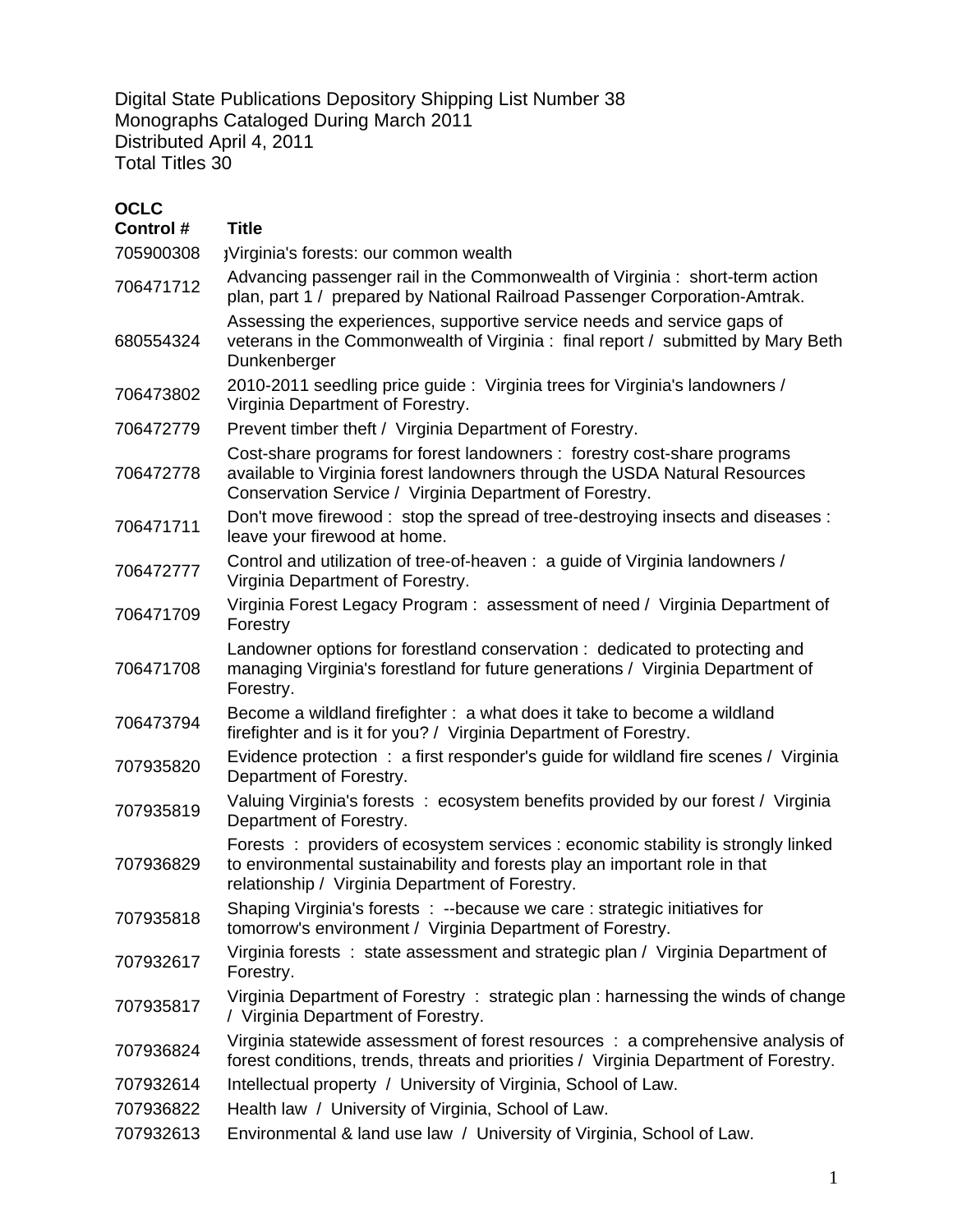Digital State Publications Depository Shipping List Number 38
Monographs Cataloged During March 2011
Distributed April 4, 2011
Total Titles 30

| OCLC Control # | Title |
|---|---|
| 705900308 | Virginia's forests: our common wealth |
| 706471712 | Advancing passenger rail in the Commonwealth of Virginia : short-term action plan, part 1 / prepared by National Railroad Passenger Corporation-Amtrak. |
| 680554324 | Assessing the experiences, supportive service needs and service gaps of veterans in the Commonwealth of Virginia : final report / submitted by Mary Beth Dunkenberger |
| 706473802 | 2010-2011 seedling price guide : Virginia trees for Virginia's landowners / Virginia Department of Forestry. |
| 706472779 | Prevent timber theft / Virginia Department of Forestry. |
| 706472778 | Cost-share programs for forest landowners : forestry cost-share programs available to Virginia forest landowners through the USDA Natural Resources Conservation Service / Virginia Department of Forestry. |
| 706471711 | Don't move firewood : stop the spread of tree-destroying insects and diseases : leave your firewood at home. |
| 706472777 | Control and utilization of tree-of-heaven : a guide of Virginia landowners / Virginia Department of Forestry. |
| 706471709 | Virginia Forest Legacy Program : assessment of need / Virginia Department of Forestry |
| 706471708 | Landowner options for forestland conservation : dedicated to protecting and managing Virginia's forestland for future generations / Virginia Department of Forestry. |
| 706473794 | Become a wildland firefighter : a what does it take to become a wildland firefighter and is it for you? / Virginia Department of Forestry. |
| 707935820 | Evidence protection : a first responder's guide for wildland fire scenes / Virginia Department of Forestry. |
| 707935819 | Valuing Virginia's forests : ecosystem benefits provided by our forest / Virginia Department of Forestry. |
| 707936829 | Forests : providers of ecosystem services : economic stability is strongly linked to environmental sustainability and forests play an important role in that relationship / Virginia Department of Forestry. |
| 707935818 | Shaping Virginia's forests : --because we care : strategic initiatives for tomorrow's environment / Virginia Department of Forestry. |
| 707932617 | Virginia forests : state assessment and strategic plan / Virginia Department of Forestry. |
| 707935817 | Virginia Department of Forestry : strategic plan : harnessing the winds of change / Virginia Department of Forestry. |
| 707936824 | Virginia statewide assessment of forest resources : a comprehensive analysis of forest conditions, trends, threats and priorities / Virginia Department of Forestry. |
| 707932614 | Intellectual property / University of Virginia, School of Law. |
| 707936822 | Health law / University of Virginia, School of Law. |
| 707932613 | Environmental & land use law / University of Virginia, School of Law. |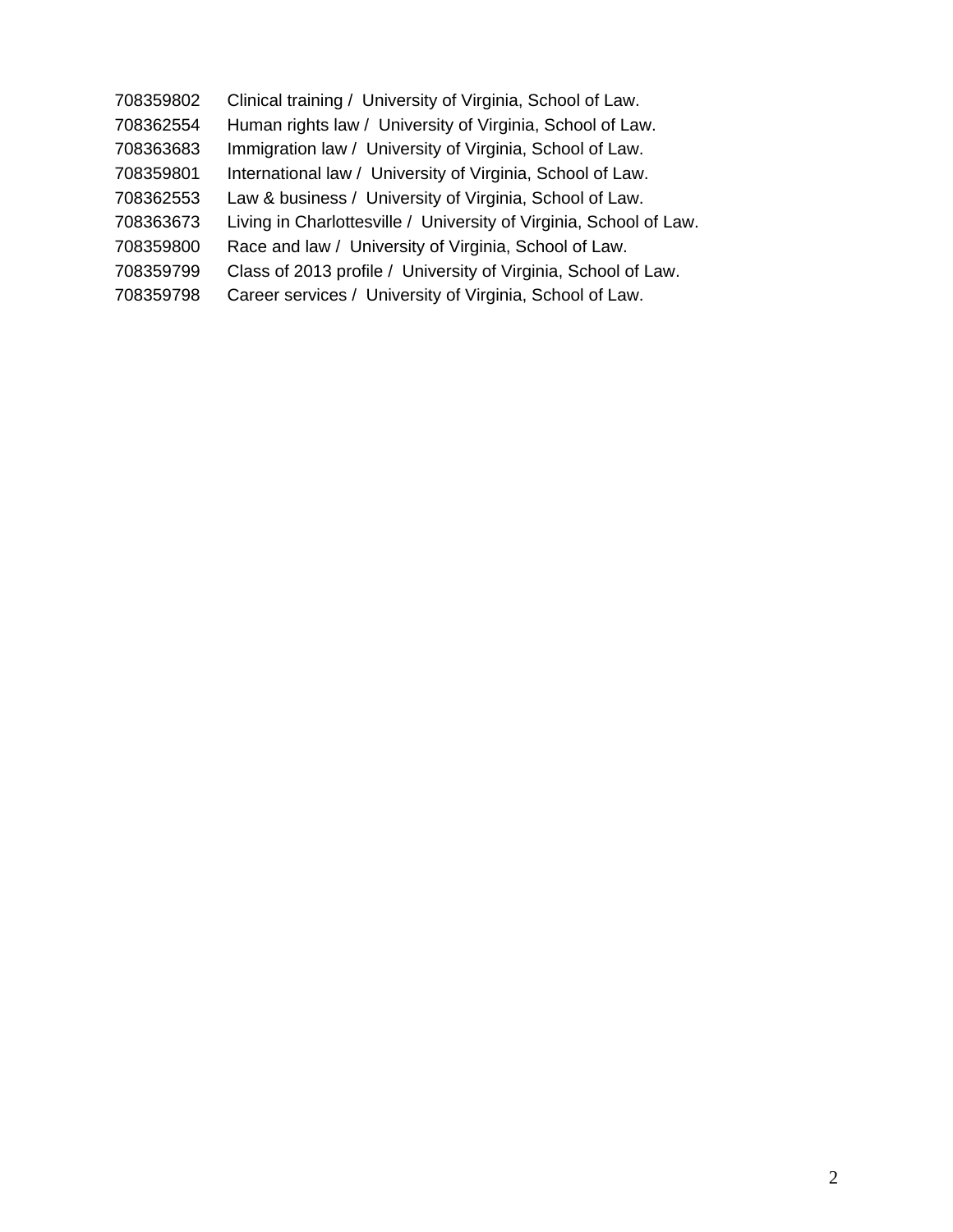| | |
|---|---|
| 708359802 | Clinical training / University of Virginia, School of Law. |
| 708362554 | Human rights law / University of Virginia, School of Law. |
| 708363683 | Immigration law / University of Virginia, School of Law. |
| 708359801 | International law / University of Virginia, School of Law. |
| 708362553 | Law & business / University of Virginia, School of Law. |
| 708363673 | Living in Charlottesville / University of Virginia, School of Law. |
| 708359800 | Race and law / University of Virginia, School of Law. |
| 708359799 | Class of 2013 profile / University of Virginia, School of Law. |
| 708359798 | Career services / University of Virginia, School of Law. |